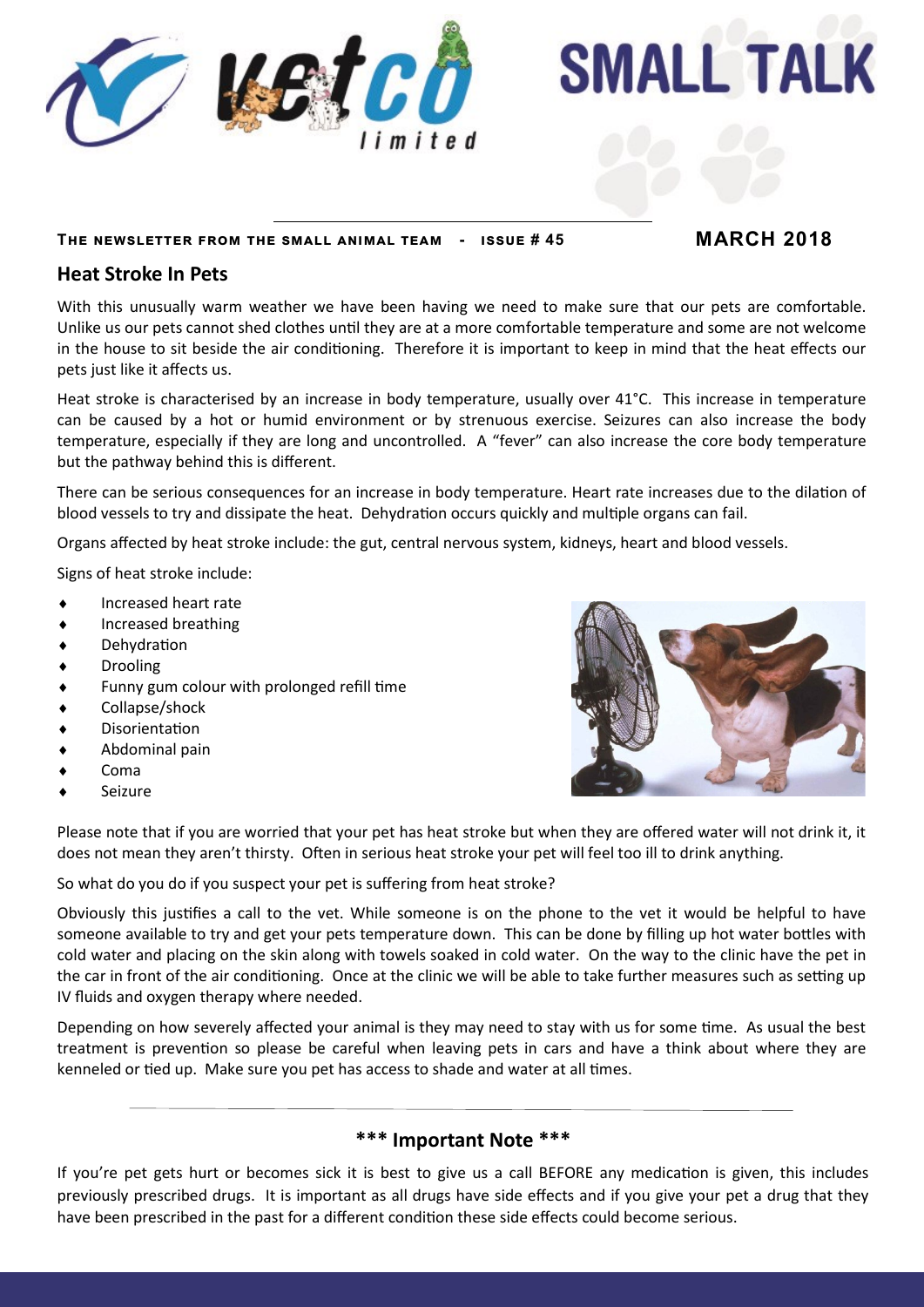# SMALL TALK

**The newsletter from the small animal team - Issue # 45**

**MARCH 2018**

## Heat Stroke In Pets

With this unusually warm weather we have been having we need to make sure that our pets are comfortable. Unlike us our pets cannot shed clothes until they are at a more comfortable temperature and some are not welcome in the house to sit beside the air conditioning. Therefore it is important to keep in mind that the heat effects our pets just like it affects us.

Heat stroke is characterised by an increase in body temperature, usually over 41°C. This increase in temperature can be caused by a hot or humid environment or by strenuous exercise. Seizures can also increase the body temperature, especially if they are long and uncontrolled. A "fever" can also increase the core body temperature but the pathway behind this is different.

There can be serious consequences for an increase in body temperature. Heart rate increases due to the dilation of blood vessels to try and dissipate the heat. Dehydration occurs quickly and multiple organs can fail.

Organs affected by heat stroke include: the gut, central nervous system, kidneys, heart and blood vessels.

Signs of heat stroke include:

- Increased heart rate
- Increased breathing
- Dehydration
- Drooling
- Funny gum colour with prolonged refill time
- Collapse/shock
- Disorientation
- Abdominal pain
- Coma
- Seizure

Please note that if you are worried that your pet has heat stroke but when they are offered water will not drink it, it does not mean they aren't thirsty. Often in serious heat stroke your pet will feel too ill to drink anything.

So what do you do if you suspect your pet is suffering from heat stroke?

Obviously this justifies a call to the vet. While someone is on the phone to the vet it would be helpful to have someone available to try and get your pets temperature down. This can be done by filling up hot water bottles with cold water and placing on the skin along with towels soaked in cold water. On the way to the clinic have the pet in the car in front of the air conditioning. Once at the clinic we will be able to take further measures such as setting up IV fluids and oxygen therapy where needed.

Depending on how severely affected your animal is they may need to stay with us for some time. As usual the best treatment is prevention so please be careful when leaving pets in cars and have a think about where they are kenneled or tied up. Make sure you pet has access to shade and water at all times.

---

### *** Important Note ***

If you're pet gets hurt or becomes sick it is best to give us a call BEFORE any medication is given, this includes previously prescribed drugs. It is important as all drugs have side effects and if you give your pet a drug that they have been prescribed in the past for a different condition these side effects could become serious.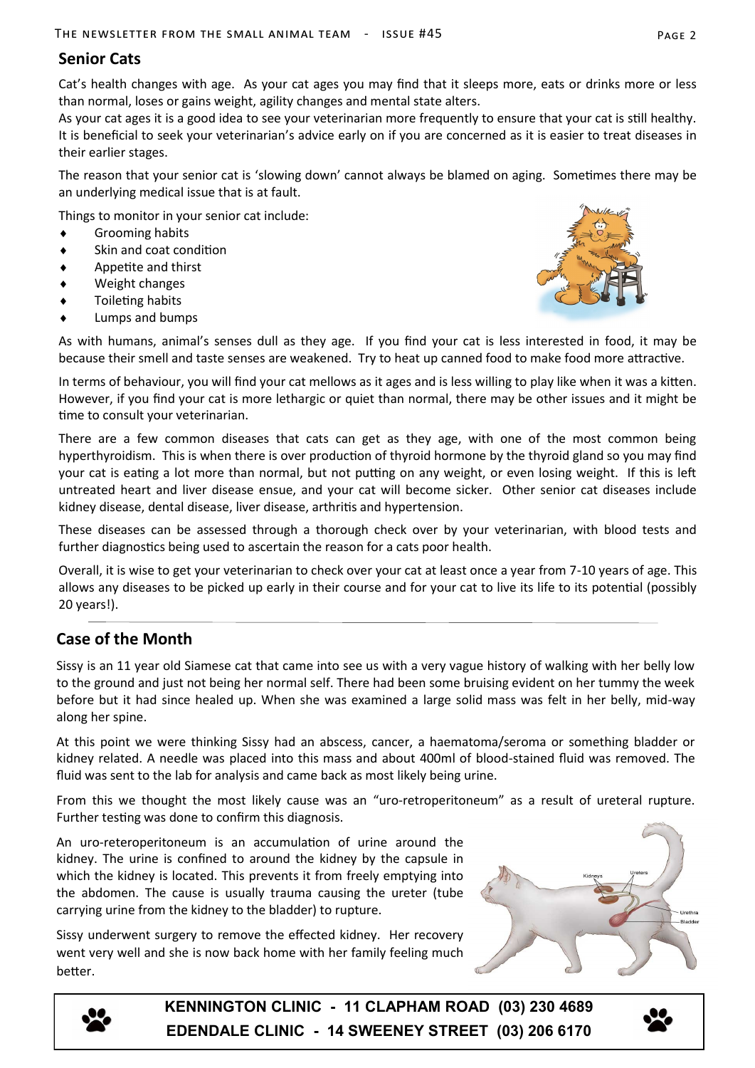## Senior Cats

Cat's health changes with age. As your cat ages you may find that it sleeps more, eats or drinks more or less than normal, loses or gains weight, agility changes and mental state alters.

As your cat ages it is a good idea to see your veterinarian more frequently to ensure that your cat is still healthy. It is beneficial to seek your veterinarian's advice early on if you are concerned as it is easier to treat diseases in their earlier stages.

The reason that your senior cat is 'slowing down' cannot always be blamed on aging. Sometimes there may be an underlying medical issue that is at fault.

Things to monitor in your senior cat include:

- Grooming habits
- Skin and coat condition
- Appetite and thirst
- Weight changes
- Toileting habits
- Lumps and bumps

As with humans, animal's senses dull as they age. If you find your cat is less interested in food, it may be because their smell and taste senses are weakened. Try to heat up canned food to make food more attractive.

In terms of behaviour, you will find your cat mellows as it ages and is less willing to play like when it was a kitten. However, if you find your cat is more lethargic or quiet than normal, there may be other issues and it might be time to consult your veterinarian.

There are a few common diseases that cats can get as they age, with one of the most common being hyperthyroidism. This is when there is over production of thyroid hormone by the thyroid gland so you may find your cat is eating a lot more than normal, but not putting on any weight, or even losing weight. If this is left untreated heart and liver disease ensue, and your cat will become sicker. Other senior cat diseases include kidney disease, dental disease, liver disease, arthritis and hypertension.

These diseases can be assessed through a thorough check over by your veterinarian, with blood tests and further diagnostics being used to ascertain the reason for a cats poor health.

Overall, it is wise to get your veterinarian to check over your cat at least once a year from 7-10 years of age. This allows any diseases to be picked up early in their course and for your cat to live its life to its potential (possibly 20 years!).

## Case of the Month

Sissy is an 11 year old Siamese cat that came into see us with a very vague history of walking with her belly low to the ground and just not being her normal self. There had been some bruising evident on her tummy the week before but it had since healed up. When she was examined a large solid mass was felt in her belly, mid-way along her spine.

At this point we were thinking Sissy had an abscess, cancer, a haematoma/seroma or something bladder or kidney related. A needle was placed into this mass and about 400ml of blood-stained fluid was removed. The fluid was sent to the lab for analysis and came back as most likely being urine.

From this we thought the most likely cause was an "uro-retroperitoneum" as a result of ureteral rupture. Further testing was done to confirm this diagnosis.

An uro-reteroperitoneum is an accumulation of urine around the kidney. The urine is confined to around the kidney by the capsule in which the kidney is located. This prevents it from freely emptying into the abdomen. The cause is usually trauma causing the ureter (tube carrying urine from the kidney to the bladder) to rupture.

Sissy underwent surgery to remove the effected kidney. Her recovery went very well and she is now back home with her family feeling much better.

Kidneys
Ureters
Urethra
Bladder

**KENNINGTON CLINIC - 11 CLAPHAM ROAD (03) 230 4689**
**EDENDALE CLINIC - 14 SWEENEY STREET (03) 206 6170**